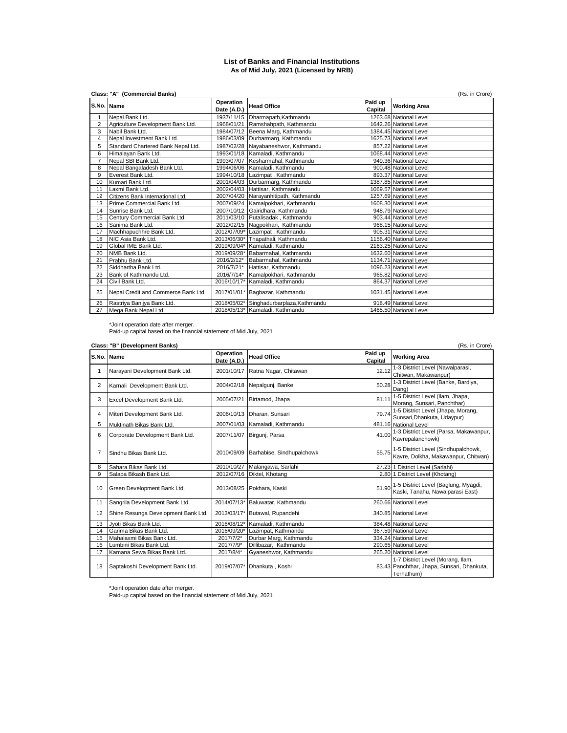# List of Banks and Financial Institutions
## As of Mid July, 2021 (Licensed by NRB)

**Class: "A" (Commercial Banks)** (Rs. in Crore)

| S.No. | Name | Operation Date (A.D.) | Head Office | Paid up Capital | Working Area |
|---|---|---|---|---|---|
| 1 | Nepal Bank Ltd. | 1937/11/15 | Dharmapath,Kathmandu | 1263.68 | National Level |
| 2 | Agriculture Development Bank Ltd. | 1968/01/21 | Ramshahpath, Kathmandu | 1642.26 | National Level |
| 3 | Nabil Bank Ltd. | 1984/07/12 | Beena Marg, Kathmandu | 1384.45 | National Level |
| 4 | Nepal Investment Bank Ltd. | 1986/03/09 | Durbarmarg, Kathmandu | 1625.73 | National Level |
| 5 | Standard Chartered Bank Nepal Ltd. | 1987/02/28 | Nayabaneshwor, Kathmandu | 857.22 | National Level |
| 6 | Himalayan Bank Ltd. | 1993/01/18 | Kamaladi, Kathmandu | 1068.44 | National Level |
| 7 | Nepal SBI Bank Ltd. | 1993/07/07 | Kesharmahal, Kathmandu | 949.36 | National Level |
| 8 | Nepal Bangaladesh Bank Ltd. | 1994/06/06 | Kamaladi, Kathmandu | 900.48 | National Level |
| 9 | Everest Bank Ltd. | 1994/10/18 | Lazimpat , Kathmandu | 893.37 | National Level |
| 10 | Kumari Bank Ltd. | 2001/04/03 | Durbarmarg, Kathmandu | 1387.85 | National Level |
| 11 | Laxmi Bank Ltd. | 2002/04/03 | Hattisar, Kathmandu | 1069.57 | National Level |
| 12 | Citizens Bank International Ltd. | 2007/04/20 | Narayanhitipath, Kathmandu | 1257.69 | National Level |
| 13 | Prime Commercial Bank Ltd. | 2007/09/24 | Kamalpokhari, Kathmandu | 1608.30 | National Level |
| 14 | Sunrise Bank Ltd. | 2007/10/12 | Gairidhara, Kathmandu | 948.79 | National Level |
| 15 | Century Commercial Bank Ltd. | 2011/03/10 | Putalisadak , Kathmandu | 903.44 | National Level |
| 16 | Sanima Bank Ltd. | 2012/02/15 | Nagpokhari, Kathmandu | 968.15 | National Level |
| 17 | Machhapuchhre Bank Ltd. | 2012/07/09* | Lazimpat , Kathmandu | 905.31 | National Level |
| 18 | NIC Asia Bank Ltd. | 2013/06/30* | Thapathali, Kathmandu | 1156.40 | National Level |
| 19 | Global IME Bank Ltd. | 2019/09/04* | Kamaladi, Kathmandu | 2163.25 | National Level |
| 20 | NMB Bank Ltd. | 2019/09/28* | Babarmahal, Kathmandu | 1632.60 | National Level |
| 21 | Prabhu Bank Ltd. | 2016/2/12* | Babarmahal, Kathmandu | 1134.71 | National Level |
| 22 | Siddhartha Bank Ltd. | 2016/7/21* | Hattisar, Kathmandu | 1096.23 | National Level |
| 23 | Bank of Kathmandu Ltd. | 2016/7/14* | Kamalpokhari, Kathmandu | 965.82 | National Level |
| 24 | Civil Bank Ltd. | 2016/10/17* | Kamaladi, Kathmandu | 864.37 | National Level |
| 25 | Nepal Credit and Commerce Bank Ltd. | 2017/01/01* | Bagbazar, Kathmandu | 1031.45 | National Level |
| 26 | Rastriya Banijya Bank Ltd. | 2018/05/02* | Singhadurbarplaza,Kathmandu | 918.49 | National Level |
| 27 | Mega Bank Nepal Ltd. | 2018/05/13* | Kamaladi, Kathmandu | 1465.50 | National Level |

*Joint operation date after merger.
Paid-up capital based on the financial statement of Mid July, 2021

**Class: "B" (Development Banks)** (Rs. in Crore)

| S.No. | Name | Operation Date (A.D.) | Head Office | Paid up Capital | Working Area |
|---|---|---|---|---|---|
| 1 | Narayani Development Bank Ltd. | 2001/10/17 | Ratna Nagar, Chitawan | 12.12 | 1-3 District Level (Nawalparasi, Chitwan, Makawanpur) |
| 2 | Karnali Development Bank Ltd. | 2004/02/18 | Nepalgunj, Banke | 50.28 | 1-3 District Level (Banke, Bardiya, Dang) |
| 3 | Excel Development Bank Ltd. | 2005/07/21 | Birtamod, Jhapa | 81.11 | 1-5 District Level (Ilam, Jhapa, Morang, Sunsari, Panchthar) |
| 4 | Miteri Development Bank Ltd. | 2006/10/13 | Dharan, Sunsari | 79.74 | 1-5 District Level (Jhapa, Morang, Sunsari,Dhankuta, Udaypur) |
| 5 | Muktinath Bikas Bank Ltd. | 2007/01/03 | Kamaladi, Kathmandu | 481.16 | National Level |
| 6 | Corporate Development Bank Ltd. | 2007/11/07 | Birgunj, Parsa | 41.00 | 1-3 District Level (Parsa, Makawanpur, Kavrepalanchowk) |
| 7 | Sindhu Bikas Bank Ltd. | 2010/09/09 | Barhabise, Sindhupalchowk | 55.75 | 1-5 District Level (Sindhupalchowk, Kavre, Dolkha, Makawanpur, Chitwan) |
| 8 | Sahara Bikas Bank Ltd. | 2010/10/27 | Malangawa, Sarlahi | 27.23 | 1 District Level (Sarlahi) |
| 9 | Salapa Bikash Bank Ltd. | 2012/07/16 | Diktel, Khotang | 2.80 | 1 District Level (Khotang) |
| 10 | Green Development Bank Ltd. | 2013/08/25 | Pokhara, Kaski | 51.90 | 1-5 District Level (Baglung, Myagdi, Kaski, Tanahu, Nawalparasi East) |
| 11 | Sangrila Development Bank Ltd. | 2014/07/13* | Baluwatar, Kathmandu | 260.66 | National Level |
| 12 | Shine Resunga Development Bank Ltd. | 2013/03/17* | Butawal, Rupandehi | 340.85 | National Level |
| 13 | Jyoti Bikas Bank Ltd. | 2016/08/12* | Kamaladi, Kathmandu | 384.48 | National Level |
| 14 | Garima Bikas Bank Ltd. | 2016/09/20* | Lazimpat, Kathmandu | 367.59 | National Level |
| 15 | Mahalaxmi Bikas Bank Ltd. | 2017/7/2* | Durbar Marg, Kathmandu | 334.24 | National Level |
| 16 | Lumbini Bikas Bank Ltd. | 2017/7/9* | Dillibazar, Kathmandu | 290.65 | National Level |
| 17 | Kamana Sewa Bikas Bank Ltd. | 2017/8/4* | Gyaneshwor, Kathmandu | 265.20 | National Level |
| 18 | Saptakoshi Development Bank Ltd. | 2019/07/07* | Dhankuta , Koshi | 83.43 | 1-7 District Level (Morang, Ilam, Panchthar, Jhapa, Sunsari, Dhankuta, Terhathum) |

*Joint operation date after merger.
Paid-up capital based on the financial statement of Mid July, 2021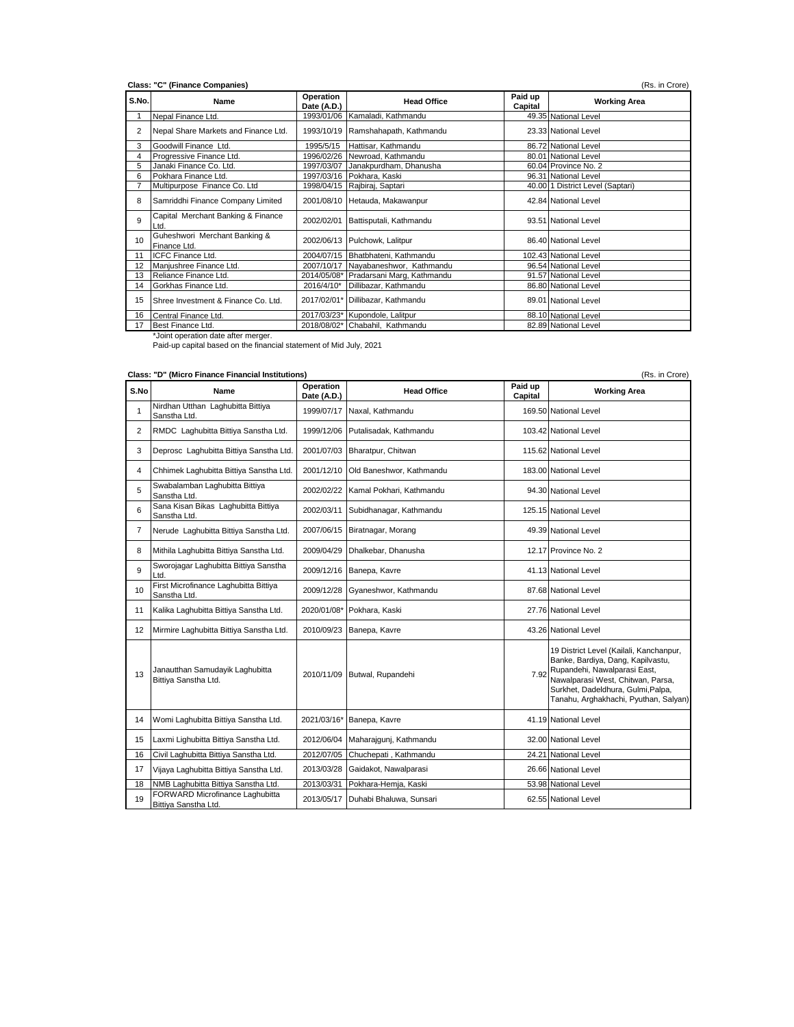**Class: "C" (Finance Companies)** (Rs. in Crore)

| S.No. | Name | Operation Date (A.D.) | Head Office | Paid up Capital | Working Area |
|---|---|---|---|---|---|
| 1 | Nepal Finance Ltd. | 1993/01/06 | Kamaladi, Kathmandu | 49.35 | National Level |
| 2 | Nepal Share Markets and Finance Ltd. | 1993/10/19 | Ramshahapath, Kathmandu | 23.33 | National Level |
| 3 | Goodwill Finance Ltd. | 1995/5/15 | Hattisar, Kathmandu | 86.72 | National Level |
| 4 | Progressive Finance Ltd. | 1996/02/26 | Newroad, Kathmandu | 80.01 | National Level |
| 5 | Janaki Finance Co. Ltd. | 1997/03/07 | Janakpurdham, Dhanusha | 60.04 | Province No. 2 |
| 6 | Pokhara Finance Ltd. | 1997/03/16 | Pokhara, Kaski | 96.31 | National Level |
| 7 | Multipurpose Finance Co. Ltd | 1998/04/15 | Rajbiraj, Saptari | 40.00 | 1 District Level (Saptari) |
| 8 | Samriddhi Finance Company Limited | 2001/08/10 | Hetauda, Makawanpur | 42.84 | National Level |
| 9 | Capital Merchant Banking & Finance Ltd. | 2002/02/01 | Battisputali, Kathmandu | 93.51 | National Level |
| 10 | Guheshwori Merchant Banking & Finance Ltd. | 2002/06/13 | Pulchowk, Lalitpur | 86.40 | National Level |
| 11 | ICFC Finance Ltd. | 2004/07/15 | Bhatbhateni, Kathmandu | 102.43 | National Level |
| 12 | Manjushree Finance Ltd. | 2007/10/17 | Nayabaneshwor, Kathmandu | 96.54 | National Level |
| 13 | Reliance Finance Ltd. | 2014/05/08* | Pradarsani Marg, Kathmandu | 91.57 | National Level |
| 14 | Gorkhas Finance Ltd. | 2016/4/10* | Dillibazar, Kathmandu | 86.80 | National Level |
| 15 | Shree Investment & Finance Co. Ltd. | 2017/02/01* | Dillibazar, Kathmandu | 89.01 | National Level |
| 16 | Central Finance Ltd. | 2017/03/23* | Kupondole, Lalitpur | 88.10 | National Level |
| 17 | Best Finance Ltd. | 2018/08/02* | Chabahil, Kathmandu | 82.89 | National Level |

*Joint operation date after merger.
Paid-up capital based on the financial statement of Mid July, 2021

**Class: "D" (Micro Finance Financial Institutions)** (Rs. in Crore)

| S.No | Name | Operation Date (A.D.) | Head Office | Paid up Capital | Working Area |
|---|---|---|---|---|---|
| 1 | Nirdhan Utthan Laghubitta Bittiya Sanstha Ltd. | 1999/07/17 | Naxal, Kathmandu | 169.50 | National Level |
| 2 | RMDC Laghubitta Bittiya Sanstha Ltd. | 1999/12/06 | Putalisadak, Kathmandu | 103.42 | National Level |
| 3 | Deprosc Laghubitta Bittiya Sanstha Ltd. | 2001/07/03 | Bharatpur, Chitwan | 115.62 | National Level |
| 4 | Chhimek Laghubitta Bittiya Sanstha Ltd. | 2001/12/10 | Old Baneshwor, Kathmandu | 183.00 | National Level |
| 5 | Swabalamban Laghubitta Bittiya Sanstha Ltd. | 2002/02/22 | Kamal Pokhari, Kathmandu | 94.30 | National Level |
| 6 | Sana Kisan Bikas Laghubitta Bittiya Sanstha Ltd. | 2002/03/11 | Subidhanagar, Kathmandu | 125.15 | National Level |
| 7 | Nerude Laghubitta Bittiya Sanstha Ltd. | 2007/06/15 | Biratnagar, Morang | 49.39 | National Level |
| 8 | Mithila Laghubitta Bittiya Sanstha Ltd. | 2009/04/29 | Dhalkebar, Dhanusha | 12.17 | Province No. 2 |
| 9 | Sworojagar Laghubitta Bittiya Sanstha Ltd. | 2009/12/16 | Banepa, Kavre | 41.13 | National Level |
| 10 | First Microfinance Laghubitta Bittiya Sanstha Ltd. | 2009/12/28 | Gyaneshwor, Kathmandu | 87.68 | National Level |
| 11 | Kalika Laghubitta Bittiya Sanstha Ltd. | 2020/01/08* | Pokhara, Kaski | 27.76 | National Level |
| 12 | Mirmire Laghubitta Bittiya Sanstha Ltd. | 2010/09/23 | Banepa, Kavre | 43.26 | National Level |
| 13 | Janautthan Samudayik Laghubitta Bittiya Sanstha Ltd. | 2010/11/09 | Butwal, Rupandehi | 7.92 | 19 District Level (Kailali, Kanchanpur, Banke, Bardiya, Dang, Kapilvastu, Rupandehi, Nawalparasi East, Nawalparasi West, Chitwan, Parsa, Surkhet, Dadeldhura, Gulmi,Palpa, Tanahu, Arghakhachi, Pyuthan, Salyan) |
| 14 | Womi Laghubitta Bittiya Sanstha Ltd. | 2021/03/16* | Banepa, Kavre | 41.19 | National Level |
| 15 | Laxmi Lighubitta Bittiya Sanstha Ltd. | 2012/06/04 | Maharajgunj, Kathmandu | 32.00 | National Level |
| 16 | Civil Laghubitta Bittiya Sanstha Ltd. | 2012/07/05 | Chuchepati , Kathmandu | 24.21 | National Level |
| 17 | Vijaya Laghubitta Bittiya Sanstha Ltd. | 2013/03/28 | Gaidakot, Nawalparasi | 26.66 | National Level |
| 18 | NMB Laghubitta Bittiya Sanstha Ltd. | 2013/03/31 | Pokhara-Hemja, Kaski | 53.98 | National Level |
| 19 | FORWARD Microfinance Laghubitta Bittiya Sanstha Ltd. | 2013/05/17 | Duhabi Bhaluwa, Sunsari | 62.55 | National Level |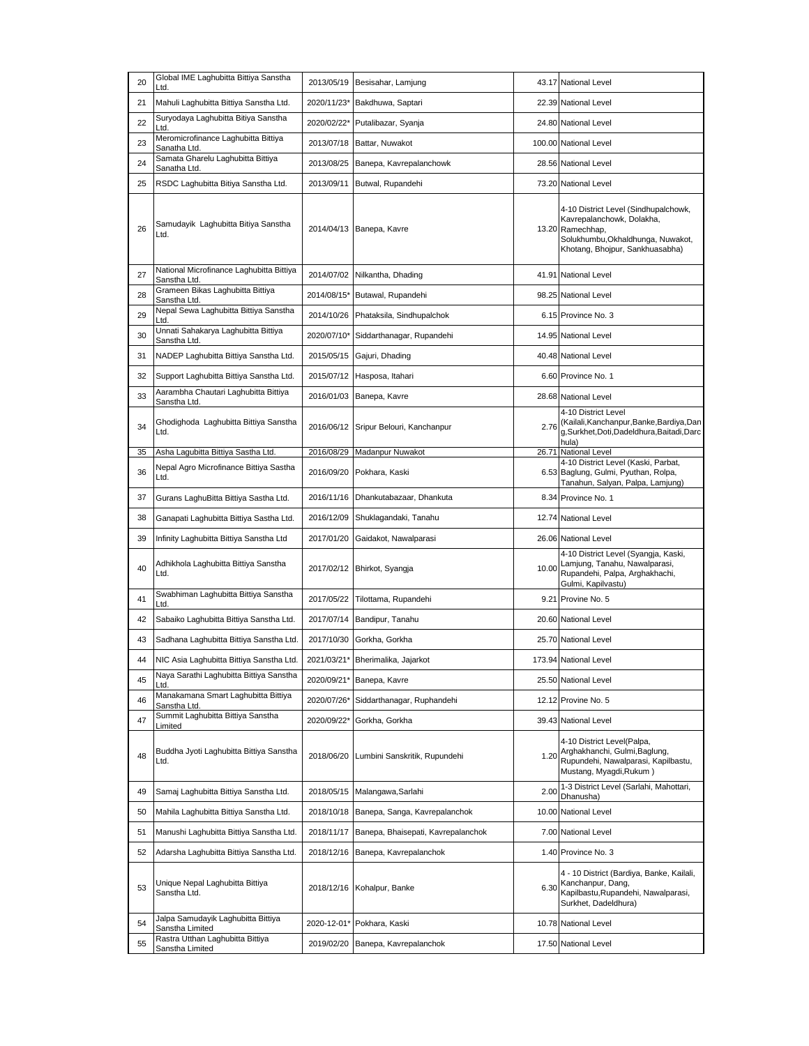| 20 | Global IME Laghubitta Bittiya Sanstha Ltd. | 2013/05/19 | Besisahar, Lamjung | 43.17 | National Level |
|---|---|---|---|---|---|
| 21 | Mahuli Laghubitta Bittiya Sanstha Ltd. | 2020/11/23* | Bakdhuwa, Saptari | 22.39 | National Level |
| 22 | Suryodaya Laghubitta Bitiya Sanstha Ltd. | 2020/02/22* | Putalibazar, Syanja | 24.80 | National Level |
| 23 | Meromicrofinance Laghubitta Bittiya Sanatha Ltd. | 2013/07/18 | Battar, Nuwakot | 100.00 | National Level |
| 24 | Samata Gharelu Laghubitta Bittiya Sanatha Ltd. | 2013/08/25 | Banepa, Kavrepalanchowk | 28.56 | National Level |
| 25 | RSDC Laghubitta Bitiya Sanstha Ltd. | 2013/09/11 | Butwal, Rupandehi | 73.20 | National Level |
| 26 | Samudayik Laghubitta Bitiya Sanstha Ltd. | 2014/04/13 | Banepa, Kavre | 13.20 | 4-10 District Level (Sindhupalchowk, Kavrepalanchowk, Dolakha, Ramechhap, Solukhumbu,Okhaldhunga, Nuwakot, Khotang, Bhojpur, Sankhuasabha) |
| 27 | National Microfinance Laghubitta Bittiya Sanstha Ltd. | 2014/07/02 | Nilkantha, Dhading | 41.91 | National Level |
| 28 | Grameen Bikas Laghubitta Bittiya Sanstha Ltd. | 2014/08/15* | Butawal, Rupandehi | 98.25 | National Level |
| 29 | Nepal Sewa Laghubitta Bittiya Sanstha Ltd. | 2014/10/26 | Phataksila, Sindhupalchok | 6.15 | Province No. 3 |
| 30 | Unnati Sahakarya Laghubitta Bittiya Sanstha Ltd. | 2020/07/10* | Siddarthanagar, Rupandehi | 14.95 | National Level |
| 31 | NADEP Laghubitta Bittiya Sanstha Ltd. | 2015/05/15 | Gajuri, Dhading | 40.48 | National Level |
| 32 | Support Laghubitta Bittiya Sanstha Ltd. | 2015/07/12 | Hasposa, Itahari | 6.60 | Province No. 1 |
| 33 | Aarambha Chautari Laghubitta Bittiya Sanstha Ltd. | 2016/01/03 | Banepa, Kavre | 28.68 | National Level |
| 34 | Ghodighoda Laghubitta Bittiya Sanstha Ltd. | 2016/06/12 | Sripur Belouri, Kanchanpur | 2.76 | 4-10 District Level (Kailali,Kanchanpur,Banke,Bardiya,Dang,Surkhet,Doti,Dadeldhura,Baitadi,Darchula) |
| 35 | Asha Lagubitta Bittiya Sastha Ltd. | 2016/08/29 | Madanpur Nuwakot | 26.71 | National Level |
| 36 | Nepal Agro Microfinance Bittiya Sastha Ltd. | 2016/09/20 | Pokhara, Kaski | 6.53 | 4-10 District Level (Kaski, Parbat, Baglung, Gulmi, Pyuthan, Rolpa, Tanahun, Salyan, Palpa, Lamjung) |
| 37 | Gurans LaghuBitta Bittiya Sastha Ltd. | 2016/11/16 | Dhankutabazaar, Dhankuta | 8.34 | Province No. 1 |
| 38 | Ganapati Laghubitta Bittiya Sastha Ltd. | 2016/12/09 | Shuklagandaki, Tanahu | 12.74 | National Level |
| 39 | Infinity Laghubitta Bittiya Sanstha Ltd | 2017/01/20 | Gaidakot, Nawalparasi | 26.06 | National Level |
| 40 | Adhikhola Laghubitta Bittiya Sanstha Ltd. | 2017/02/12 | Bhirkot, Syangja | 10.00 | 4-10 District Level (Syangja, Kaski, Lamjung, Tanahu, Nawalparasi, Rupandehi, Palpa, Arghakhachi, Gulmi, Kapilvastu) |
| 41 | Swabhiman Laghubitta Bittiya Sanstha Ltd. | 2017/05/22 | Tilottama, Rupandehi | 9.21 | Provine No. 5 |
| 42 | Sabaiko Laghubitta Bittiya Sanstha Ltd. | 2017/07/14 | Bandipur, Tanahu | 20.60 | National Level |
| 43 | Sadhana Laghubitta Bittiya Sanstha Ltd. | 2017/10/30 | Gorkha, Gorkha | 25.70 | National Level |
| 44 | NIC Asia Laghubitta Bittiya Sanstha Ltd. | 2021/03/21* | Bherimalika, Jajarkot | 173.94 | National Level |
| 45 | Naya Sarathi Laghubitta Bittiya Sanstha Ltd. | 2020/09/21* | Banepa, Kavre | 25.50 | National Level |
| 46 | Manakamana Smart Laghubitta Bittiya Sanstha Ltd. | 2020/07/26* | Siddarthanagar, Ruphandehi | 12.12 | Provine No. 5 |
| 47 | Summit Laghubitta Bittiya Sanstha Limited | 2020/09/22* | Gorkha, Gorkha | 39.43 | National Level |
| 48 | Buddha Jyoti Laghubitta Bittiya Sanstha Ltd. | 2018/06/20 | Lumbini Sanskritik, Rupundehi | 1.20 | 4-10 District Level(Palpa, Arghakhanchi, Gulmi,Baglung, Rupundehi, Nawalparasi, Kapilbastu, Mustang, Myagdi,Rukum ) |
| 49 | Samaj Laghubitta Bittiya Sanstha Ltd. | 2018/05/15 | Malangawa,Sarlahi | 2.00 | 1-3 District Level (Sarlahi, Mahottari, Dhanusha) |
| 50 | Mahila Laghubitta Bittiya Sanstha Ltd. | 2018/10/18 | Banepa, Sanga, Kavrepalanchok | 10.00 | National Level |
| 51 | Manushi Laghubitta Bittiya Sanstha Ltd. | 2018/11/17 | Banepa, Bhaisepati, Kavrepalanchok | 7.00 | National Level |
| 52 | Adarsha Laghubitta Bittiya Sanstha Ltd. | 2018/12/16 | Banepa, Kavrepalanchok | 1.40 | Province No. 3 |
| 53 | Unique Nepal Laghubitta Bittiya Sanstha Ltd. | 2018/12/16 | Kohalpur, Banke | 6.30 | 4 - 10 District (Bardiya, Banke, Kailali, Kanchanpur, Dang, Kapilbastu,Rupandehi, Nawalparasi, Surkhet, Dadeldhura) |
| 54 | Jalpa Samudayik Laghubitta Bittiya Sanstha Limited | 2020-12-01* | Pokhara, Kaski | 10.78 | National Level |
| 55 | Rastra Utthan Laghubitta Bittiya Sanstha Limited | 2019/02/20 | Banepa, Kavrepalanchok | 17.50 | National Level |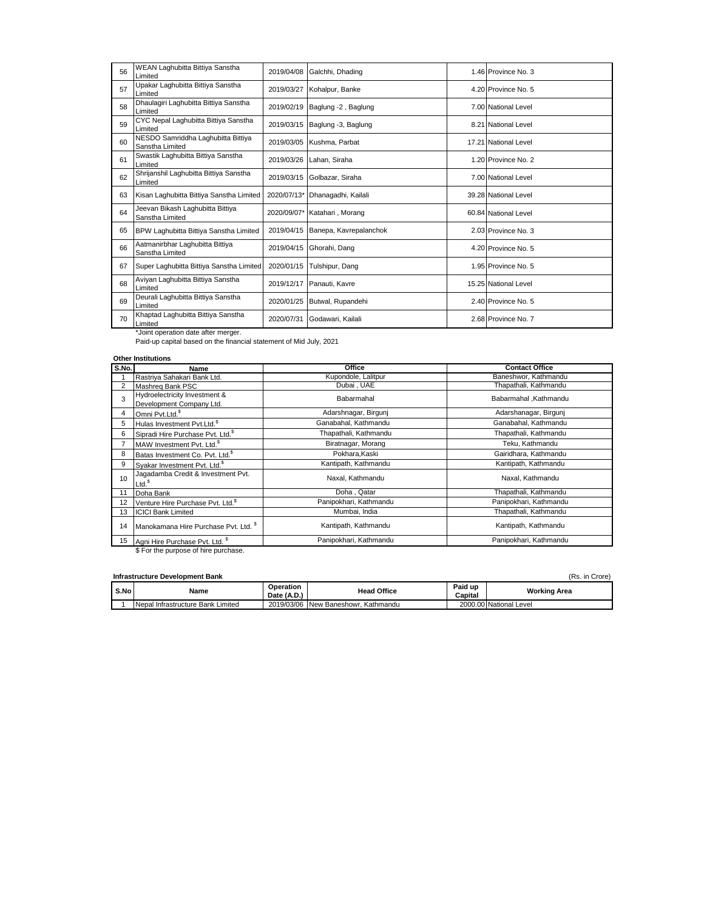| | | | | | |
|---|---|---|---|---|---|
| 56 | WEAN Laghubitta Bittiya Sanstha Limited | 2019/04/08 | Galchhi, Dhading | 1.46 | Province No. 3 |
| 57 | Upakar Laghubitta Bittiya Sanstha Limited | 2019/03/27 | Kohalpur, Banke | 4.20 | Province No. 5 |
| 58 | Dhaulagiri Laghubitta Bittiya Sanstha Limited | 2019/02/19 | Baglung -2 , Baglung | 7.00 | National Level |
| 59 | CYC Nepal Laghubitta Bittiya Sanstha Limited | 2019/03/15 | Baglung -3, Baglung | 8.21 | National Level |
| 60 | NESDO Samriddha Laghubitta Bittiya Sanstha Limited | 2019/03/05 | Kushma, Parbat | 17.21 | National Level |
| 61 | Swastik Laghubitta Bittiya Sanstha Limited | 2019/03/26 | Lahan, Siraha | 1.20 | Province No. 2 |
| 62 | Shrijanshil Laghubitta Bittiya Sanstha Limited | 2019/03/15 | Golbazar, Siraha | 7.00 | National Level |
| 63 | Kisan Laghubitta Bittiya Sanstha Limited | 2020/07/13* | Dhanagadhi, Kailali | 39.28 | National Level |
| 64 | Jeevan Bikash Laghubitta Bittiya Sanstha Limited | 2020/09/07* | Katahari , Morang | 60.84 | National Level |
| 65 | BPW Laghubitta Bittiya Sanstha Limited | 2019/04/15 | Banepa, Kavrepalanchok | 2.03 | Province No. 3 |
| 66 | Aatmanirbhar Laghubitta Bittiya Sanstha Limited | 2019/04/15 | Ghorahi, Dang | 4.20 | Province No. 5 |
| 67 | Super Laghubitta Bittiya Sanstha Limited | 2020/01/15 | Tulshipur, Dang | 1.95 | Province No. 5 |
| 68 | Aviyan Laghubitta Bittiya Sanstha Limited | 2019/12/17 | Panauti, Kavre | 15.25 | National Level |
| 69 | Deurali Laghubitta Bittiya Sanstha Limited | 2020/01/25 | Butwal, Rupandehi | 2.40 | Province No. 5 |
| 70 | Khaptad Laghubitta Bittiya Sanstha Limited | 2020/07/31 | Godawari, Kailali | 2.68 | Province No. 7 |

*Joint operation date after merger.

Paid-up capital based on the financial statement of Mid July, 2021

**Other Institutions**

| S.No. | Name | Office | Contact Office |
|---|---|---|---|
| 1 | Rastriya Sahakari Bank Ltd. | Kupondole, Lalitpur | Baneshwor, Kathmandu |
| 2 | Mashreq Bank PSC | Dubai , UAE | Thapathali, Kathmandu |
| 3 | Hydroelectricity Investment & Development Company Ltd. | Babarmahal | Babarmahal ,Kathmandu |
| 4 | Omni Pvt.Ltd.$ | Adarshnagar, Birgunj | Adarshanagar, Birgunj |
| 5 | Hulas Investment Pvt.Ltd.$ | Ganabahal, Kathmandu | Ganabahal, Kathmandu |
| 6 | Sipradi Hire Purchase Pvt. Ltd.$ | Thapathali, Kathmandu | Thapathali, Kathmandu |
| 7 | MAW Investment Pvt. Ltd.$ | Biratnagar, Morang | Teku, Kathmandu |
| 8 | Batas Investment Co. Pvt. Ltd.$ | Pokhara,Kaski | Gairidhara, Kathmandu |
| 9 | Syakar Investment Pvt. Ltd.$ | Kantipath, Kathmandu | Kantipath, Kathmandu |
| 10 | Jagadamba Credit & Investment Pvt. Ltd.$ | Naxal, Kathmandu | Naxal, Kathmandu |
| 11 | Doha Bank | Doha , Qatar | Thapathali, Kathmandu |
| 12 | Venture Hire Purchase Pvt. Ltd.$ | Panipokhari, Kathmandu | Panipokhari, Kathmandu |
| 13 | ICICI Bank Limited | Mumbai, India | Thapathali, Kathmandu |
| 14 | Manokamana Hire Purchase Pvt. Ltd. $ | Kantipath, Kathmandu | Kantipath, Kathmandu |
| 15 | Agni Hire Purchase Pvt. Ltd. $ | Panipokhari, Kathmandu | Panipokhari, Kathmandu |

$ For the purpose of hire purchase.

**Infrastructure Development Bank**

(Rs. in Crore)

| S.No | Name | Operation Date (A.D.) | Head Office | Paid up Capital | Working Area |
|---|---|---|---|---|---|
| 1 | Nepal Infrastructure Bank Limited | 2019/03/06 | New Baneshowr, Kathmandu | 2000.00 | National Level |